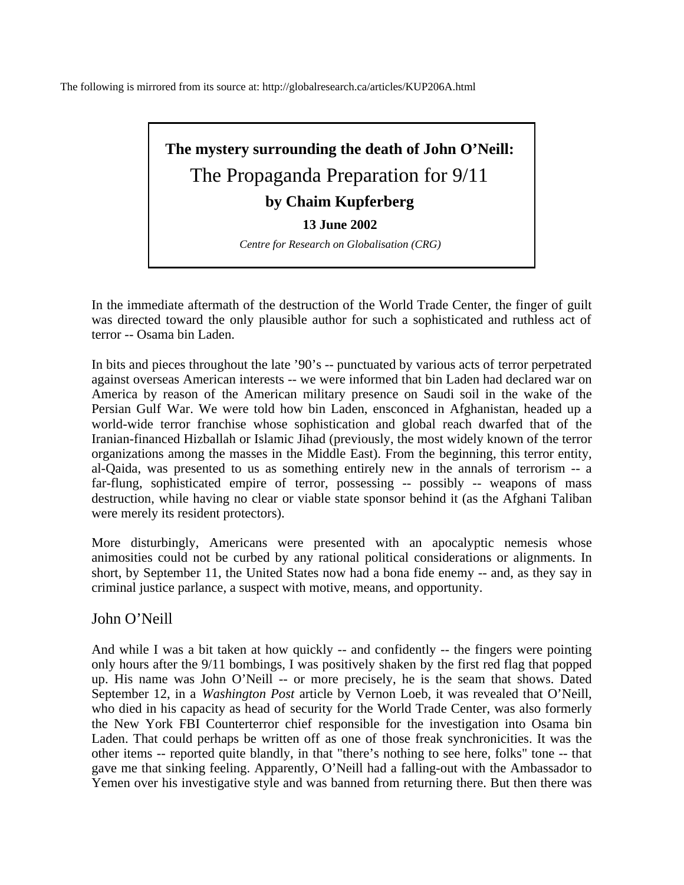The following is mirrored from its source at: http://globalresearch.ca/articles/KUP206A.html

**The mystery surrounding the death of John O'Neill:**

# The Propaganda Preparation for 9/11

**by Chaim Kupferberg**

**13 June 2002**

*Centre for Research on Globalisation (CRG)*

In the immediate aftermath of the destruction of the World Trade Center, the finger of guilt was directed toward the only plausible author for such a sophisticated and ruthless act of terror -- Osama bin Laden.

In bits and pieces throughout the late '90's -- punctuated by various acts of terror perpetrated against overseas American interests -- we were informed that bin Laden had declared war on America by reason of the American military presence on Saudi soil in the wake of the Persian Gulf War. We were told how bin Laden, ensconced in Afghanistan, headed up a world-wide terror franchise whose sophistication and global reach dwarfed that of the Iranian-financed Hizballah or Islamic Jihad (previously, the most widely known of the terror organizations among the masses in the Middle East). From the beginning, this terror entity, al-Qaida, was presented to us as something entirely new in the annals of terrorism -- a far-flung, sophisticated empire of terror, possessing -- possibly -- weapons of mass destruction, while having no clear or viable state sponsor behind it (as the Afghani Taliban were merely its resident protectors).

More disturbingly, Americans were presented with an apocalyptic nemesis whose animosities could not be curbed by any rational political considerations or alignments. In short, by September 11, the United States now had a bona fide enemy -- and, as they say in criminal justice parlance, a suspect with motive, means, and opportunity.

## John O'Neill

And while I was a bit taken at how quickly -- and confidently -- the fingers were pointing only hours after the 9/11 bombings, I was positively shaken by the first red flag that popped up. His name was John O'Neill -- or more precisely, he is the seam that shows. Dated September 12, in a *Washington Post* article by Vernon Loeb, it was revealed that O'Neill, who died in his capacity as head of security for the World Trade Center, was also formerly the New York FBI Counterterror chief responsible for the investigation into Osama bin Laden. That could perhaps be written off as one of those freak synchronicities. It was the other items -- reported quite blandly, in that "there's nothing to see here, folks" tone -- that gave me that sinking feeling. Apparently, O'Neill had a falling-out with the Ambassador to Yemen over his investigative style and was banned from returning there. But then there was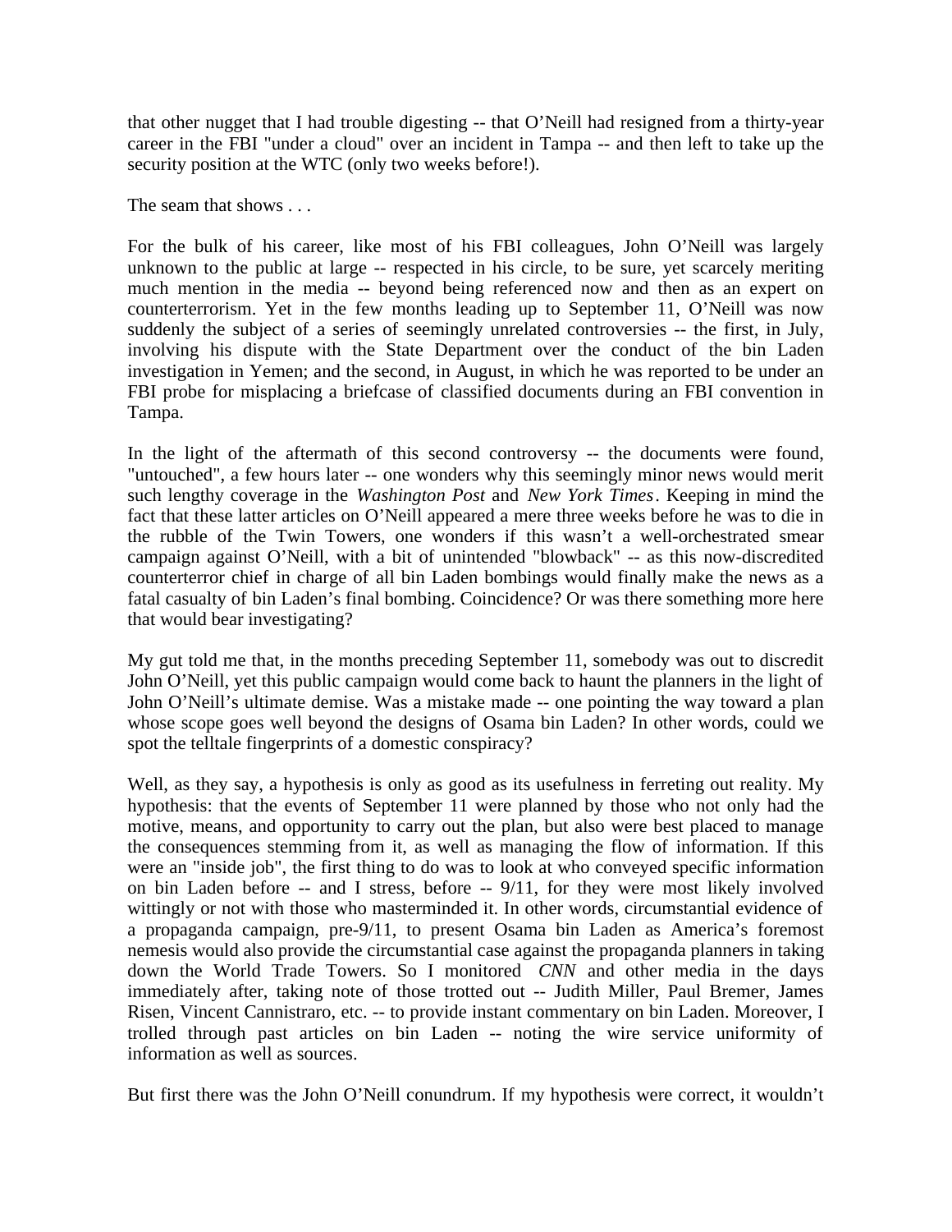that other nugget that I had trouble digesting -- that O'Neill had resigned from a thirty-year career in the FBI "under a cloud" over an incident in Tampa -- and then left to take up the security position at the WTC (only two weeks before!).

The seam that shows . . .

For the bulk of his career, like most of his FBI colleagues, John O'Neill was largely unknown to the public at large -- respected in his circle, to be sure, yet scarcely meriting much mention in the media -- beyond being referenced now and then as an expert on counterterrorism. Yet in the few months leading up to September 11, O'Neill was now suddenly the subject of a series of seemingly unrelated controversies -- the first, in July, involving his dispute with the State Department over the conduct of the bin Laden investigation in Yemen; and the second, in August, in which he was reported to be under an FBI probe for misplacing a briefcase of classified documents during an FBI convention in Tampa.

In the light of the aftermath of this second controversy -- the documents were found, "untouched", a few hours later -- one wonders why this seemingly minor news would merit such lengthy coverage in the *Washington Post* and *New York Times*. Keeping in mind the fact that these latter articles on O'Neill appeared a mere three weeks before he was to die in the rubble of the Twin Towers, one wonders if this wasn't a well-orchestrated smear campaign against O'Neill, with a bit of unintended "blowback" -- as this now-discredited counterterror chief in charge of all bin Laden bombings would finally make the news as a fatal casualty of bin Laden's final bombing. Coincidence? Or was there something more here that would bear investigating?

My gut told me that, in the months preceding September 11, somebody was out to discredit John O'Neill, yet this public campaign would come back to haunt the planners in the light of John O'Neill's ultimate demise. Was a mistake made -- one pointing the way toward a plan whose scope goes well beyond the designs of Osama bin Laden? In other words, could we spot the telltale fingerprints of a domestic conspiracy?

Well, as they say, a hypothesis is only as good as its usefulness in ferreting out reality. My hypothesis: that the events of September 11 were planned by those who not only had the motive, means, and opportunity to carry out the plan, but also were best placed to manage the consequences stemming from it, as well as managing the flow of information. If this were an "inside job", the first thing to do was to look at who conveyed specific information on bin Laden before -- and I stress, before -- 9/11, for they were most likely involved wittingly or not with those who masterminded it. In other words, circumstantial evidence of a propaganda campaign, pre-9/11, to present Osama bin Laden as America's foremost nemesis would also provide the circumstantial case against the propaganda planners in taking down the World Trade Towers. So I monitored *CNN* and other media in the days immediately after, taking note of those trotted out -- Judith Miller, Paul Bremer, James Risen, Vincent Cannistraro, etc. -- to provide instant commentary on bin Laden. Moreover, I trolled through past articles on bin Laden -- noting the wire service uniformity of information as well as sources.

But first there was the John O'Neill conundrum. If my hypothesis were correct, it wouldn't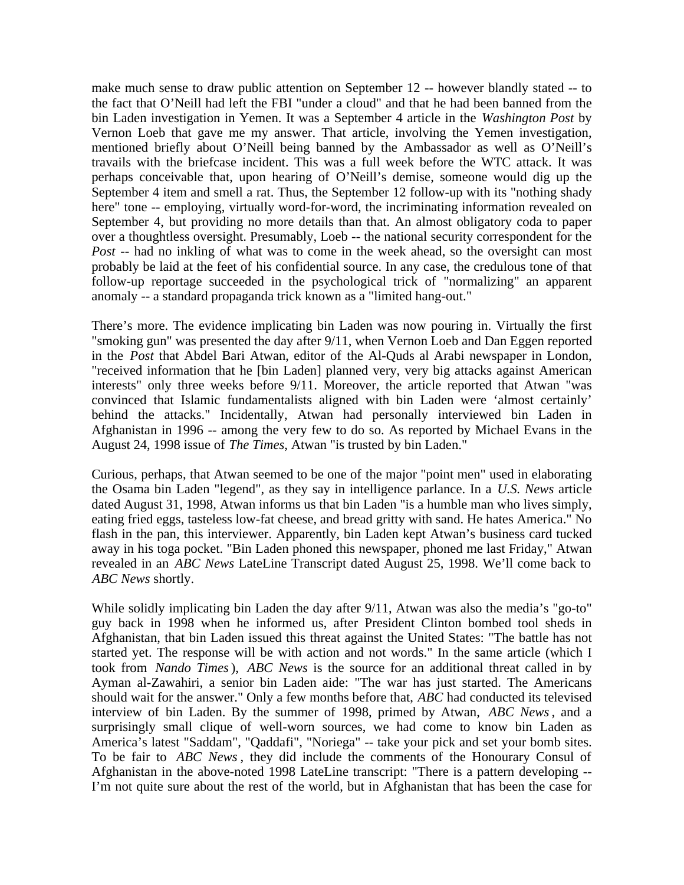make much sense to draw public attention on September 12 -- however blandly stated -- to the fact that O'Neill had left the FBI "under a cloud" and that he had been banned from the bin Laden investigation in Yemen. It was a September 4 article in the *Washington Post* by Vernon Loeb that gave me my answer. That article, involving the Yemen investigation, mentioned briefly about O'Neill being banned by the Ambassador as well as O'Neill's travails with the briefcase incident. This was a full week before the WTC attack. It was perhaps conceivable that, upon hearing of O'Neill's demise, someone would dig up the September 4 item and smell a rat. Thus, the September 12 follow-up with its "nothing shady here" tone -- employing, virtually word-for-word, the incriminating information revealed on September 4, but providing no more details than that. An almost obligatory coda to paper over a thoughtless oversight. Presumably, Loeb -- the national security correspondent for the *Post* -- had no inkling of what was to come in the week ahead, so the oversight can most probably be laid at the feet of his confidential source. In any case, the credulous tone of that follow-up reportage succeeded in the psychological trick of "normalizing" an apparent anomaly -- a standard propaganda trick known as a "limited hang-out."

There's more. The evidence implicating bin Laden was now pouring in. Virtually the first "smoking gun" was presented the day after 9/11, when Vernon Loeb and Dan Eggen reported in the *Post* that Abdel Bari Atwan, editor of the Al-Quds al Arabi newspaper in London, "received information that he [bin Laden] planned very, very big attacks against American interests" only three weeks before 9/11. Moreover, the article reported that Atwan "was convinced that Islamic fundamentalists aligned with bin Laden were 'almost certainly' behind the attacks." Incidentally, Atwan had personally interviewed bin Laden in Afghanistan in 1996 -- among the very few to do so. As reported by Michael Evans in the August 24, 1998 issue of *The Times*, Atwan "is trusted by bin Laden."

Curious, perhaps, that Atwan seemed to be one of the major "point men" used in elaborating the Osama bin Laden "legend", as they say in intelligence parlance. In a *U.S. News* article dated August 31, 1998, Atwan informs us that bin Laden "is a humble man who lives simply, eating fried eggs, tasteless low-fat cheese, and bread gritty with sand. He hates America." No flash in the pan, this interviewer. Apparently, bin Laden kept Atwan's business card tucked away in his toga pocket. "Bin Laden phoned this newspaper, phoned me last Friday," Atwan revealed in an *ABC News* LateLine Transcript dated August 25, 1998. We'll come back to *ABC News* shortly.

While solidly implicating bin Laden the day after 9/11, Atwan was also the media's "go-to" guy back in 1998 when he informed us, after President Clinton bombed tool sheds in Afghanistan, that bin Laden issued this threat against the United States: "The battle has not started yet. The response will be with action and not words." In the same article (which I took from *Nando Times*), *ABC News* is the source for an additional threat called in by Ayman al-Zawahiri, a senior bin Laden aide: "The war has just started. The Americans should wait for the answer." Only a few months before that, *ABC* had conducted its televised interview of bin Laden. By the summer of 1998, primed by Atwan, *ABC News*, and a surprisingly small clique of well-worn sources, we had come to know bin Laden as America's latest "Saddam", "Qaddafi", "Noriega" -- take your pick and set your bomb sites. To be fair to *ABC News*, they did include the comments of the Honourary Consul of Afghanistan in the above-noted 1998 LateLine transcript: "There is a pattern developing -- I'm not quite sure about the rest of the world, but in Afghanistan that has been the case for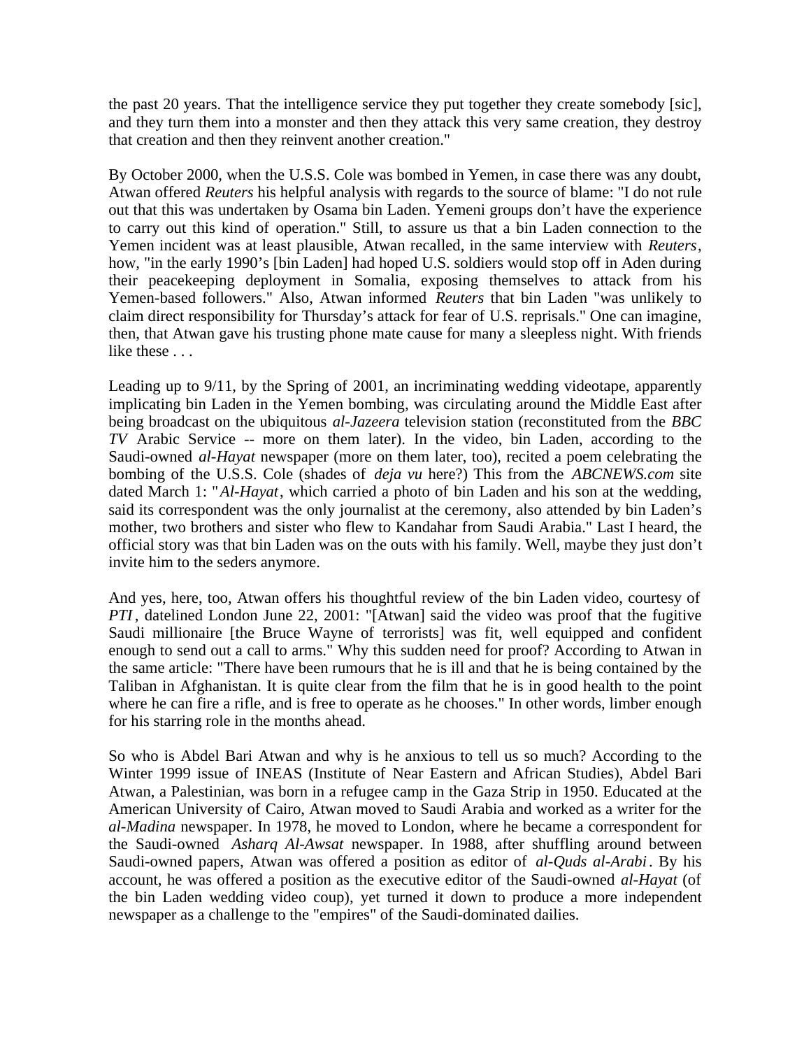the past 20 years. That the intelligence service they put together they create somebody [sic], and they turn them into a monster and then they attack this very same creation, they destroy that creation and then they reinvent another creation."

By October 2000, when the U.S.S. Cole was bombed in Yemen, in case there was any doubt, Atwan offered *Reuters* his helpful analysis with regards to the source of blame: "I do not rule out that this was undertaken by Osama bin Laden. Yemeni groups don't have the experience to carry out this kind of operation." Still, to assure us that a bin Laden connection to the Yemen incident was at least plausible, Atwan recalled, in the same interview with *Reuters*, how, "in the early 1990's [bin Laden] had hoped U.S. soldiers would stop off in Aden during their peacekeeping deployment in Somalia, exposing themselves to attack from his Yemen-based followers." Also, Atwan informed *Reuters* that bin Laden "was unlikely to claim direct responsibility for Thursday's attack for fear of U.S. reprisals." One can imagine, then, that Atwan gave his trusting phone mate cause for many a sleepless night. With friends like these . . .

Leading up to 9/11, by the Spring of 2001, an incriminating wedding videotape, apparently implicating bin Laden in the Yemen bombing, was circulating around the Middle East after being broadcast on the ubiquitous *al-Jazeera* television station (reconstituted from the *BBC TV* Arabic Service -- more on them later). In the video, bin Laden, according to the Saudi-owned *al-Hayat* newspaper (more on them later, too), recited a poem celebrating the bombing of the U.S.S. Cole (shades of *deja vu* here?) This from the *ABCNEWS.com* site dated March 1: "*Al-Hayat*, which carried a photo of bin Laden and his son at the wedding, said its correspondent was the only journalist at the ceremony, also attended by bin Laden's mother, two brothers and sister who flew to Kandahar from Saudi Arabia." Last I heard, the official story was that bin Laden was on the outs with his family. Well, maybe they just don't invite him to the seders anymore.

And yes, here, too, Atwan offers his thoughtful review of the bin Laden video, courtesy of *PTI*, datelined London June 22, 2001: "[Atwan] said the video was proof that the fugitive Saudi millionaire [the Bruce Wayne of terrorists] was fit, well equipped and confident enough to send out a call to arms." Why this sudden need for proof? According to Atwan in the same article: "There have been rumours that he is ill and that he is being contained by the Taliban in Afghanistan. It is quite clear from the film that he is in good health to the point where he can fire a rifle, and is free to operate as he chooses." In other words, limber enough for his starring role in the months ahead.

So who is Abdel Bari Atwan and why is he anxious to tell us so much? According to the Winter 1999 issue of INEAS (Institute of Near Eastern and African Studies), Abdel Bari Atwan, a Palestinian, was born in a refugee camp in the Gaza Strip in 1950. Educated at the American University of Cairo, Atwan moved to Saudi Arabia and worked as a writer for the *al-Madina* newspaper. In 1978, he moved to London, where he became a correspondent for the Saudi-owned *Asharq Al-Awsat* newspaper. In 1988, after shuffling around between Saudi-owned papers, Atwan was offered a position as editor of *al-Quds al-Arabi*. By his account, he was offered a position as the executive editor of the Saudi-owned *al-Hayat* (of the bin Laden wedding video coup), yet turned it down to produce a more independent newspaper as a challenge to the "empires" of the Saudi-dominated dailies.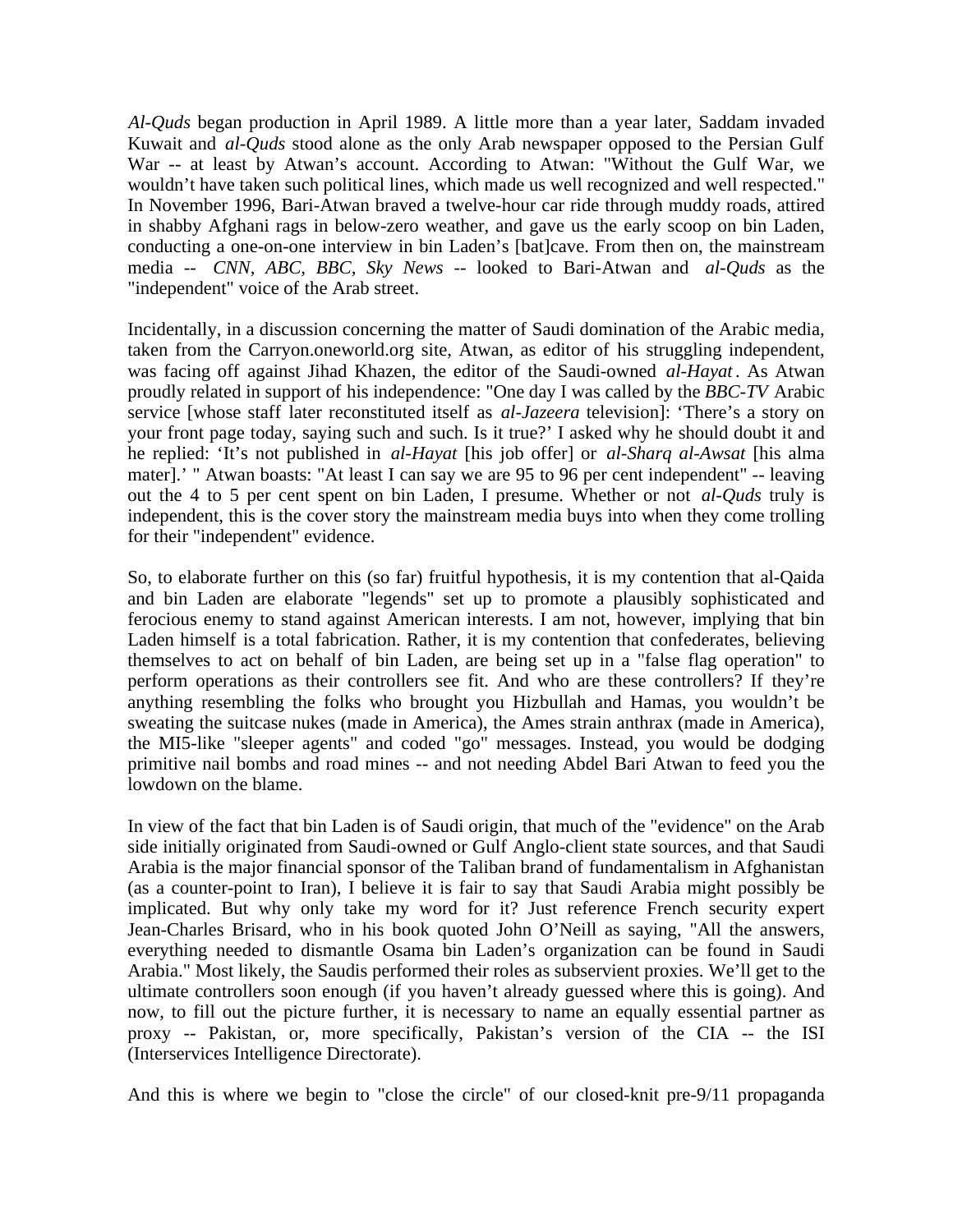*Al-Quds* began production in April 1989. A little more than a year later, Saddam invaded Kuwait and *al-Quds* stood alone as the only Arab newspaper opposed to the Persian Gulf War -- at least by Atwan's account. According to Atwan: "Without the Gulf War, we wouldn't have taken such political lines, which made us well recognized and well respected." In November 1996, Bari-Atwan braved a twelve-hour car ride through muddy roads, attired in shabby Afghani rags in below-zero weather, and gave us the early scoop on bin Laden, conducting a one-on-one interview in bin Laden's [bat]cave. From then on, the mainstream media -- *CNN, ABC, BBC, Sky News* -- looked to Bari-Atwan and *al-Quds* as the "independent" voice of the Arab street.

Incidentally, in a discussion concerning the matter of Saudi domination of the Arabic media, taken from the Carryon.oneworld.org site, Atwan, as editor of his struggling independent, was facing off against Jihad Khazen, the editor of the Saudi-owned *al-Hayat*. As Atwan proudly related in support of his independence: "One day I was called by the *BBC-TV* Arabic service [whose staff later reconstituted itself as *al-Jazeera* television]: 'There's a story on your front page today, saying such and such. Is it true?' I asked why he should doubt it and he replied: 'It's not published in *al-Hayat* [his job offer] or *al-Sharq al-Awsat* [his alma mater].' " Atwan boasts: "At least I can say we are 95 to 96 per cent independent" -- leaving out the 4 to 5 per cent spent on bin Laden, I presume. Whether or not *al-Quds* truly is independent, this is the cover story the mainstream media buys into when they come trolling for their "independent" evidence.

So, to elaborate further on this (so far) fruitful hypothesis, it is my contention that al-Qaida and bin Laden are elaborate "legends" set up to promote a plausibly sophisticated and ferocious enemy to stand against American interests. I am not, however, implying that bin Laden himself is a total fabrication. Rather, it is my contention that confederates, believing themselves to act on behalf of bin Laden, are being set up in a "false flag operation" to perform operations as their controllers see fit. And who are these controllers? If they're anything resembling the folks who brought you Hizbullah and Hamas, you wouldn't be sweating the suitcase nukes (made in America), the Ames strain anthrax (made in America), the MI5-like "sleeper agents" and coded "go" messages. Instead, you would be dodging primitive nail bombs and road mines -- and not needing Abdel Bari Atwan to feed you the lowdown on the blame.

In view of the fact that bin Laden is of Saudi origin, that much of the "evidence" on the Arab side initially originated from Saudi-owned or Gulf Anglo-client state sources, and that Saudi Arabia is the major financial sponsor of the Taliban brand of fundamentalism in Afghanistan (as a counter-point to Iran), I believe it is fair to say that Saudi Arabia might possibly be implicated. But why only take my word for it? Just reference French security expert Jean-Charles Brisard, who in his book quoted John O'Neill as saying, "All the answers, everything needed to dismantle Osama bin Laden's organization can be found in Saudi Arabia." Most likely, the Saudis performed their roles as subservient proxies. We'll get to the ultimate controllers soon enough (if you haven't already guessed where this is going). And now, to fill out the picture further, it is necessary to name an equally essential partner as proxy -- Pakistan, or, more specifically, Pakistan's version of the CIA -- the ISI (Interservices Intelligence Directorate).

And this is where we begin to "close the circle" of our closed-knit pre-9/11 propaganda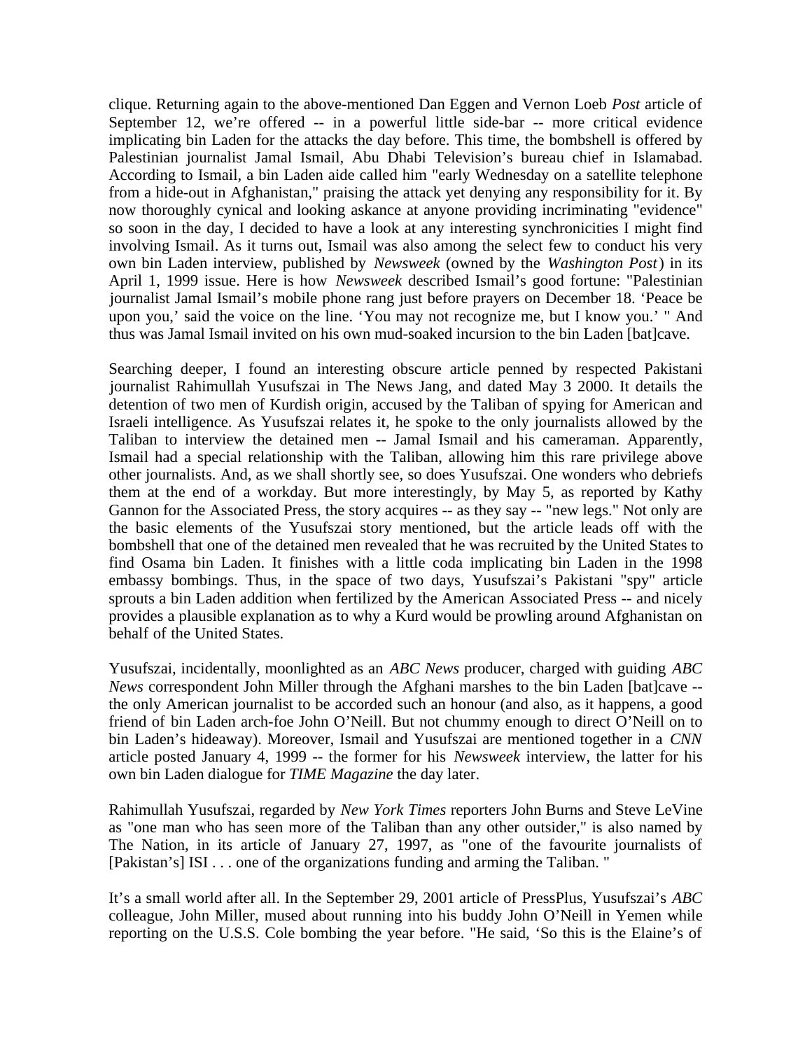clique. Returning again to the above-mentioned Dan Eggen and Vernon Loeb *Post* article of September 12, we're offered -- in a powerful little side-bar -- more critical evidence implicating bin Laden for the attacks the day before. This time, the bombshell is offered by Palestinian journalist Jamal Ismail, Abu Dhabi Television's bureau chief in Islamabad. According to Ismail, a bin Laden aide called him "early Wednesday on a satellite telephone from a hide-out in Afghanistan," praising the attack yet denying any responsibility for it. By now thoroughly cynical and looking askance at anyone providing incriminating "evidence" so soon in the day, I decided to have a look at any interesting synchronicities I might find involving Ismail. As it turns out, Ismail was also among the select few to conduct his very own bin Laden interview, published by *Newsweek* (owned by the *Washington Post*) in its April 1, 1999 issue. Here is how *Newsweek* described Ismail's good fortune: "Palestinian journalist Jamal Ismail's mobile phone rang just before prayers on December 18. 'Peace be upon you,' said the voice on the line. 'You may not recognize me, but I know you.' " And thus was Jamal Ismail invited on his own mud-soaked incursion to the bin Laden [bat]cave.

Searching deeper, I found an interesting obscure article penned by respected Pakistani journalist Rahimullah Yusufszai in The News Jang, and dated May 3 2000. It details the detention of two men of Kurdish origin, accused by the Taliban of spying for American and Israeli intelligence. As Yusufszai relates it, he spoke to the only journalists allowed by the Taliban to interview the detained men -- Jamal Ismail and his cameraman. Apparently, Ismail had a special relationship with the Taliban, allowing him this rare privilege above other journalists. And, as we shall shortly see, so does Yusufszai. One wonders who debriefs them at the end of a workday. But more interestingly, by May 5, as reported by Kathy Gannon for the Associated Press, the story acquires -- as they say -- "new legs." Not only are the basic elements of the Yusufszai story mentioned, but the article leads off with the bombshell that one of the detained men revealed that he was recruited by the United States to find Osama bin Laden. It finishes with a little coda implicating bin Laden in the 1998 embassy bombings. Thus, in the space of two days, Yusufszai's Pakistani "spy" article sprouts a bin Laden addition when fertilized by the American Associated Press -- and nicely provides a plausible explanation as to why a Kurd would be prowling around Afghanistan on behalf of the United States.

Yusufszai, incidentally, moonlighted as an *ABC News* producer, charged with guiding *ABC News* correspondent John Miller through the Afghani marshes to the bin Laden [bat]cave -- the only American journalist to be accorded such an honour (and also, as it happens, a good friend of bin Laden arch-foe John O'Neill. But not chummy enough to direct O'Neill on to bin Laden's hideaway). Moreover, Ismail and Yusufszai are mentioned together in a *CNN* article posted January 4, 1999 -- the former for his *Newsweek* interview, the latter for his own bin Laden dialogue for *TIME Magazine* the day later.

Rahimullah Yusufszai, regarded by *New York Times* reporters John Burns and Steve LeVine as "one man who has seen more of the Taliban than any other outsider," is also named by The Nation, in its article of January 27, 1997, as "one of the favourite journalists of [Pakistan's] ISI . . . one of the organizations funding and arming the Taliban. "

It's a small world after all. In the September 29, 2001 article of PressPlus, Yusufszai's *ABC* colleague, John Miller, mused about running into his buddy John O'Neill in Yemen while reporting on the U.S.S. Cole bombing the year before. "He said, 'So this is the Elaine's of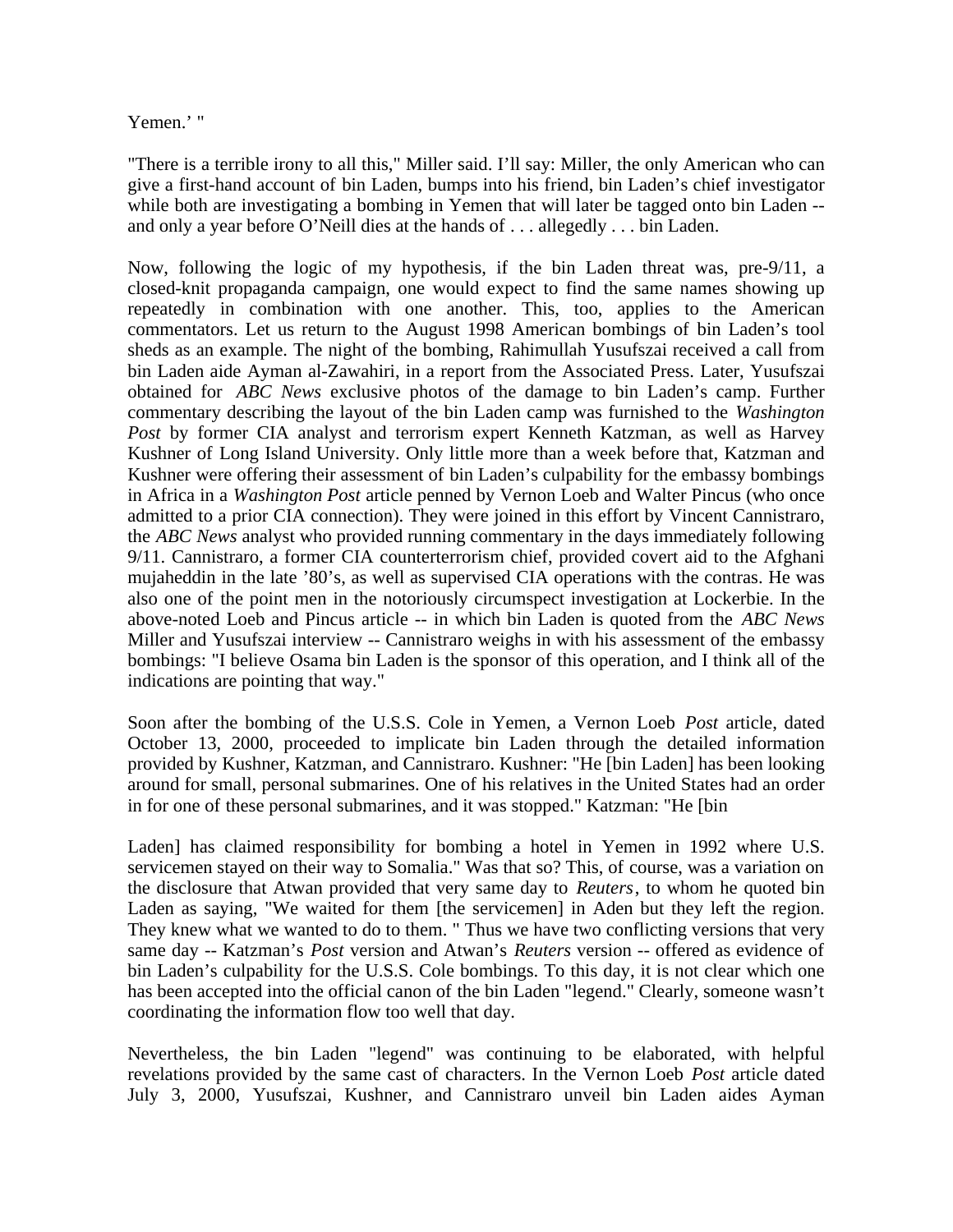Yemen.' "

"There is a terrible irony to all this," Miller said. I'll say: Miller, the only American who can give a first-hand account of bin Laden, bumps into his friend, bin Laden's chief investigator while both are investigating a bombing in Yemen that will later be tagged onto bin Laden -- and only a year before O'Neill dies at the hands of . . . allegedly . . . bin Laden.

Now, following the logic of my hypothesis, if the bin Laden threat was, pre-9/11, a closed-knit propaganda campaign, one would expect to find the same names showing up repeatedly in combination with one another. This, too, applies to the American commentators. Let us return to the August 1998 American bombings of bin Laden's tool sheds as an example. The night of the bombing, Rahimullah Yusufszai received a call from bin Laden aide Ayman al-Zawahiri, in a report from the Associated Press. Later, Yusufszai obtained for *ABC News* exclusive photos of the damage to bin Laden's camp. Further commentary describing the layout of the bin Laden camp was furnished to the *Washington Post* by former CIA analyst and terrorism expert Kenneth Katzman, as well as Harvey Kushner of Long Island University. Only little more than a week before that, Katzman and Kushner were offering their assessment of bin Laden's culpability for the embassy bombings in Africa in a *Washington Post* article penned by Vernon Loeb and Walter Pincus (who once admitted to a prior CIA connection). They were joined in this effort by Vincent Cannistraro, the *ABC News* analyst who provided running commentary in the days immediately following 9/11. Cannistraro, a former CIA counterterrorism chief, provided covert aid to the Afghani mujaheddin in the late '80's, as well as supervised CIA operations with the contras. He was also one of the point men in the notoriously circumspect investigation at Lockerbie. In the above-noted Loeb and Pincus article -- in which bin Laden is quoted from the *ABC News* Miller and Yusufszai interview -- Cannistraro weighs in with his assessment of the embassy bombings: "I believe Osama bin Laden is the sponsor of this operation, and I think all of the indications are pointing that way."

Soon after the bombing of the U.S.S. Cole in Yemen, a Vernon Loeb *Post* article, dated October 13, 2000, proceeded to implicate bin Laden through the detailed information provided by Kushner, Katzman, and Cannistraro. Kushner: "He [bin Laden] has been looking around for small, personal submarines. One of his relatives in the United States had an order in for one of these personal submarines, and it was stopped." Katzman: "He [bin Laden] has claimed responsibility for bombing a hotel in Yemen in 1992 where U.S. servicemen stayed on their way to Somalia." Was that so? This, of course, was a variation on the disclosure that Atwan provided that very same day to *Reuters*, to whom he quoted bin Laden as saying, "We waited for them [the servicemen] in Aden but they left the region. They knew what we wanted to do to them. " Thus we have two conflicting versions that very same day -- Katzman's *Post* version and Atwan's *Reuters* version -- offered as evidence of bin Laden's culpability for the U.S.S. Cole bombings. To this day, it is not clear which one has been accepted into the official canon of the bin Laden "legend." Clearly, someone wasn't coordinating the information flow too well that day.

Nevertheless, the bin Laden "legend" was continuing to be elaborated, with helpful revelations provided by the same cast of characters. In the Vernon Loeb *Post* article dated July 3, 2000, Yusufszai, Kushner, and Cannistraro unveil bin Laden aides Ayman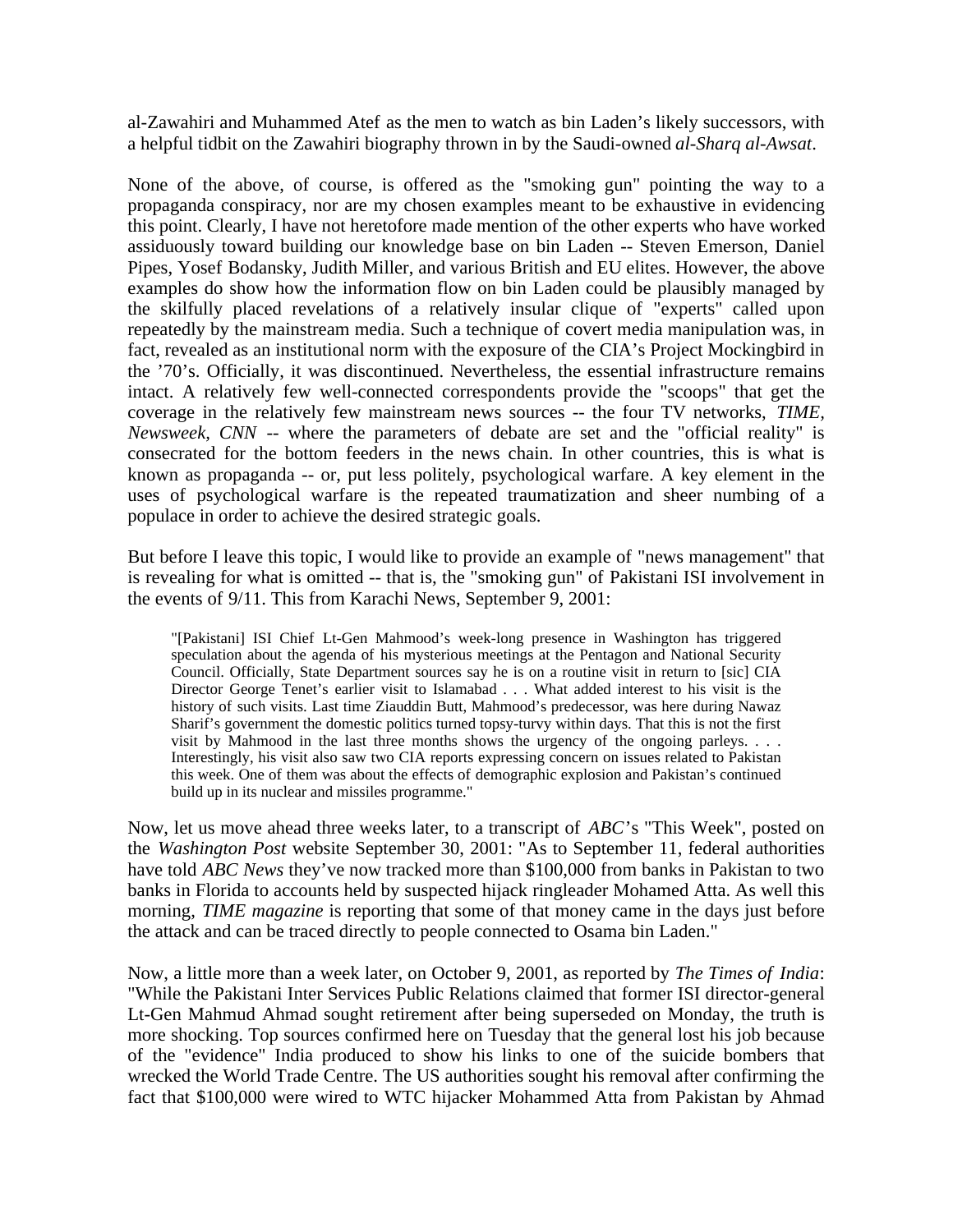al-Zawahiri and Muhammed Atef as the men to watch as bin Laden's likely successors, with a helpful tidbit on the Zawahiri biography thrown in by the Saudi-owned *al-Sharq al-Awsat*.

None of the above, of course, is offered as the "smoking gun" pointing the way to a propaganda conspiracy, nor are my chosen examples meant to be exhaustive in evidencing this point. Clearly, I have not heretofore made mention of the other experts who have worked assiduously toward building our knowledge base on bin Laden -- Steven Emerson, Daniel Pipes, Yosef Bodansky, Judith Miller, and various British and EU elites. However, the above examples do show how the information flow on bin Laden could be plausibly managed by the skilfully placed revelations of a relatively insular clique of "experts" called upon repeatedly by the mainstream media. Such a technique of covert media manipulation was, in fact, revealed as an institutional norm with the exposure of the CIA's Project Mockingbird in the '70's. Officially, it was discontinued. Nevertheless, the essential infrastructure remains intact. A relatively few well-connected correspondents provide the "scoops" that get the coverage in the relatively few mainstream news sources -- the four TV networks, *TIME, Newsweek, CNN* -- where the parameters of debate are set and the "official reality" is consecrated for the bottom feeders in the news chain. In other countries, this is what is known as propaganda -- or, put less politely, psychological warfare. A key element in the uses of psychological warfare is the repeated traumatization and sheer numbing of a populace in order to achieve the desired strategic goals.

But before I leave this topic, I would like to provide an example of "news management" that is revealing for what is omitted -- that is, the "smoking gun" of Pakistani ISI involvement in the events of 9/11. This from Karachi News, September 9, 2001:

> "[Pakistani] ISI Chief Lt-Gen Mahmood's week-long presence in Washington has triggered speculation about the agenda of his mysterious meetings at the Pentagon and National Security Council. Officially, State Department sources say he is on a routine visit in return to [sic] CIA Director George Tenet's earlier visit to Islamabad . . . What added interest to his visit is the history of such visits. Last time Ziauddin Butt, Mahmood's predecessor, was here during Nawaz Sharif's government the domestic politics turned topsy-turvy within days. That this is not the first visit by Mahmood in the last three months shows the urgency of the ongoing parleys. . . . Interestingly, his visit also saw two CIA reports expressing concern on issues related to Pakistan this week. One of them was about the effects of demographic explosion and Pakistan's continued build up in its nuclear and missiles programme."

Now, let us move ahead three weeks later, to a transcript of *ABC*'s "This Week", posted on the *Washington Post* website September 30, 2001: "As to September 11, federal authorities have told *ABC News* they've now tracked more than $100,000 from banks in Pakistan to two banks in Florida to accounts held by suspected hijack ringleader Mohamed Atta. As well this morning, *TIME magazine* is reporting that some of that money came in the days just before the attack and can be traced directly to people connected to Osama bin Laden."

Now, a little more than a week later, on October 9, 2001, as reported by *The Times of India*: "While the Pakistani Inter Services Public Relations claimed that former ISI director-general Lt-Gen Mahmud Ahmad sought retirement after being superseded on Monday, the truth is more shocking. Top sources confirmed here on Tuesday that the general lost his job because of the "evidence" India produced to show his links to one of the suicide bombers that wrecked the World Trade Centre. The US authorities sought his removal after confirming the fact that $100,000 were wired to WTC hijacker Mohammed Atta from Pakistan by Ahmad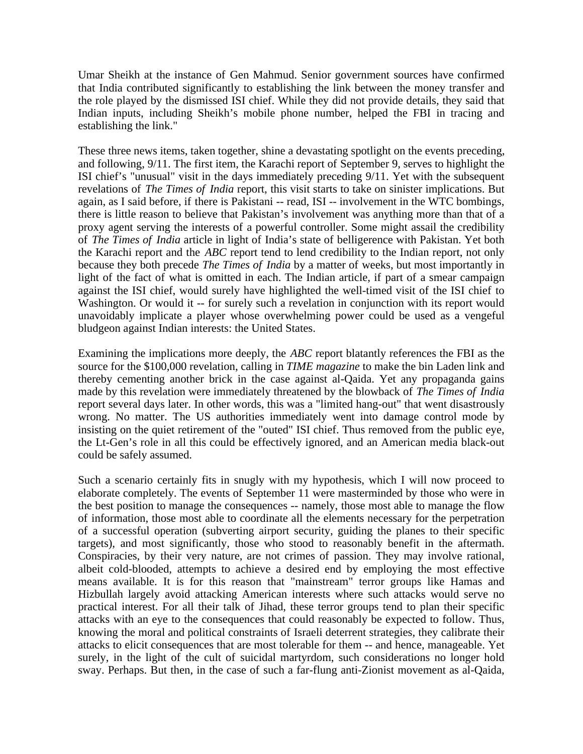Umar Sheikh at the instance of Gen Mahmud. Senior government sources have confirmed that India contributed significantly to establishing the link between the money transfer and the role played by the dismissed ISI chief. While they did not provide details, they said that Indian inputs, including Sheikh's mobile phone number, helped the FBI in tracing and establishing the link."

These three news items, taken together, shine a devastating spotlight on the events preceding, and following, 9/11. The first item, the Karachi report of September 9, serves to highlight the ISI chief's "unusual" visit in the days immediately preceding 9/11. Yet with the subsequent revelations of *The Times of India* report, this visit starts to take on sinister implications. But again, as I said before, if there is Pakistani -- read, ISI -- involvement in the WTC bombings, there is little reason to believe that Pakistan's involvement was anything more than that of a proxy agent serving the interests of a powerful controller. Some might assail the credibility of *The Times of India* article in light of India's state of belligerence with Pakistan. Yet both the Karachi report and the *ABC* report tend to lend credibility to the Indian report, not only because they both precede *The Times of India* by a matter of weeks, but most importantly in light of the fact of what is omitted in each. The Indian article, if part of a smear campaign against the ISI chief, would surely have highlighted the well-timed visit of the ISI chief to Washington. Or would it -- for surely such a revelation in conjunction with its report would unavoidably implicate a player whose overwhelming power could be used as a vengeful bludgeon against Indian interests: the United States.

Examining the implications more deeply, the *ABC* report blatantly references the FBI as the source for the $100,000 revelation, calling in *TIME magazine* to make the bin Laden link and thereby cementing another brick in the case against al-Qaida. Yet any propaganda gains made by this revelation were immediately threatened by the blowback of *The Times of India* report several days later. In other words, this was a "limited hang-out" that went disastrously wrong. No matter. The US authorities immediately went into damage control mode by insisting on the quiet retirement of the "outed" ISI chief. Thus removed from the public eye, the Lt-Gen's role in all this could be effectively ignored, and an American media black-out could be safely assumed.

Such a scenario certainly fits in snugly with my hypothesis, which I will now proceed to elaborate completely. The events of September 11 were masterminded by those who were in the best position to manage the consequences -- namely, those most able to manage the flow of information, those most able to coordinate all the elements necessary for the perpetration of a successful operation (subverting airport security, guiding the planes to their specific targets), and most significantly, those who stood to reasonably benefit in the aftermath. Conspiracies, by their very nature, are not crimes of passion. They may involve rational, albeit cold-blooded, attempts to achieve a desired end by employing the most effective means available. It is for this reason that "mainstream" terror groups like Hamas and Hizbullah largely avoid attacking American interests where such attacks would serve no practical interest. For all their talk of Jihad, these terror groups tend to plan their specific attacks with an eye to the consequences that could reasonably be expected to follow. Thus, knowing the moral and political constraints of Israeli deterrent strategies, they calibrate their attacks to elicit consequences that are most tolerable for them -- and hence, manageable. Yet surely, in the light of the cult of suicidal martyrdom, such considerations no longer hold sway. Perhaps. But then, in the case of such a far-flung anti-Zionist movement as al-Qaida,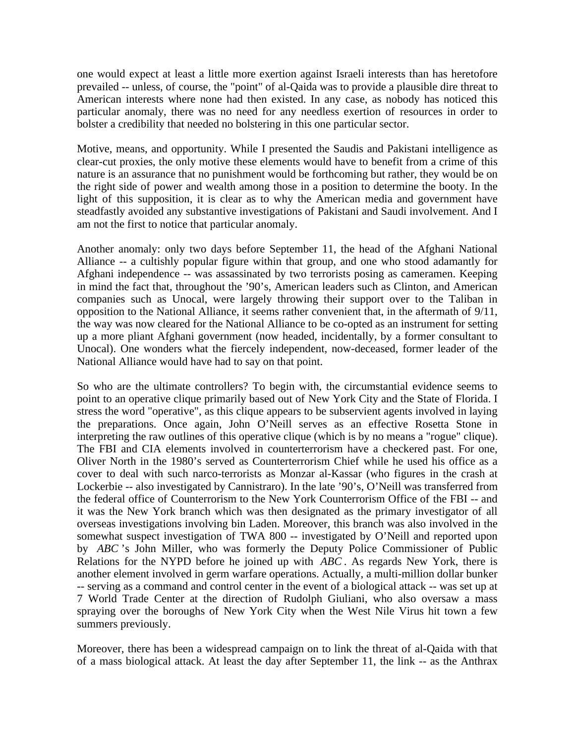one would expect at least a little more exertion against Israeli interests than has heretofore prevailed -- unless, of course, the "point" of al-Qaida was to provide a plausible dire threat to American interests where none had then existed. In any case, as nobody has noticed this particular anomaly, there was no need for any needless exertion of resources in order to bolster a credibility that needed no bolstering in this one particular sector.

Motive, means, and opportunity. While I presented the Saudis and Pakistani intelligence as clear-cut proxies, the only motive these elements would have to benefit from a crime of this nature is an assurance that no punishment would be forthcoming but rather, they would be on the right side of power and wealth among those in a position to determine the booty. In the light of this supposition, it is clear as to why the American media and government have steadfastly avoided any substantive investigations of Pakistani and Saudi involvement. And I am not the first to notice that particular anomaly.

Another anomaly: only two days before September 11, the head of the Afghani National Alliance -- a cultishly popular figure within that group, and one who stood adamantly for Afghani independence -- was assassinated by two terrorists posing as cameramen. Keeping in mind the fact that, throughout the '90's, American leaders such as Clinton, and American companies such as Unocal, were largely throwing their support over to the Taliban in opposition to the National Alliance, it seems rather convenient that, in the aftermath of 9/11, the way was now cleared for the National Alliance to be co-opted as an instrument for setting up a more pliant Afghani government (now headed, incidentally, by a former consultant to Unocal). One wonders what the fiercely independent, now-deceased, former leader of the National Alliance would have had to say on that point.

So who are the ultimate controllers? To begin with, the circumstantial evidence seems to point to an operative clique primarily based out of New York City and the State of Florida. I stress the word "operative", as this clique appears to be subservient agents involved in laying the preparations. Once again, John O'Neill serves as an effective Rosetta Stone in interpreting the raw outlines of this operative clique (which is by no means a "rogue" clique). The FBI and CIA elements involved in counterterrorism have a checkered past. For one, Oliver North in the 1980's served as Counterterrorism Chief while he used his office as a cover to deal with such narco-terrorists as Monzar al-Kassar (who figures in the crash at Lockerbie -- also investigated by Cannistraro). In the late '90's, O'Neill was transferred from the federal office of Counterrorism to the New York Counterrorism Office of the FBI -- and it was the New York branch which was then designated as the primary investigator of all overseas investigations involving bin Laden. Moreover, this branch was also involved in the somewhat suspect investigation of TWA 800 -- investigated by O'Neill and reported upon by *ABC*'s John Miller, who was formerly the Deputy Police Commissioner of Public Relations for the NYPD before he joined up with *ABC*. As regards New York, there is another element involved in germ warfare operations. Actually, a multi-million dollar bunker -- serving as a command and control center in the event of a biological attack -- was set up at 7 World Trade Center at the direction of Rudolph Giuliani, who also oversaw a mass spraying over the boroughs of New York City when the West Nile Virus hit town a few summers previously.

Moreover, there has been a widespread campaign on to link the threat of al-Qaida with that of a mass biological attack. At least the day after September 11, the link -- as the Anthrax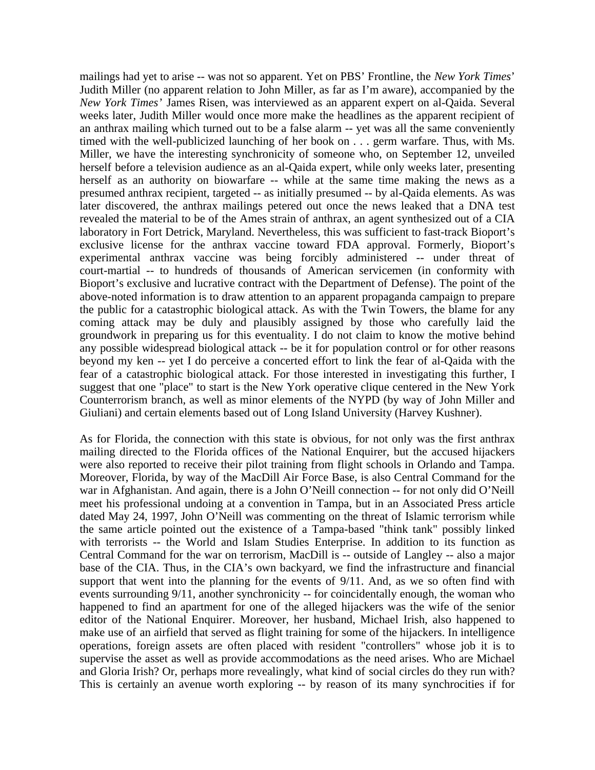mailings had yet to arise -- was not so apparent. Yet on PBS' Frontline, the *New York Times*' Judith Miller (no apparent relation to John Miller, as far as I'm aware), accompanied by the *New York Times'* James Risen, was interviewed as an apparent expert on al-Qaida. Several weeks later, Judith Miller would once more make the headlines as the apparent recipient of an anthrax mailing which turned out to be a false alarm -- yet was all the same conveniently timed with the well-publicized launching of her book on . . . germ warfare. Thus, with Ms. Miller, we have the interesting synchronicity of someone who, on September 12, unveiled herself before a television audience as an al-Qaida expert, while only weeks later, presenting herself as an authority on biowarfare -- while at the same time making the news as a presumed anthrax recipient, targeted -- as initially presumed -- by al-Qaida elements. As was later discovered, the anthrax mailings petered out once the news leaked that a DNA test revealed the material to be of the Ames strain of anthrax, an agent synthesized out of a CIA laboratory in Fort Detrick, Maryland. Nevertheless, this was sufficient to fast-track Bioport's exclusive license for the anthrax vaccine toward FDA approval. Formerly, Bioport's experimental anthrax vaccine was being forcibly administered -- under threat of court-martial -- to hundreds of thousands of American servicemen (in conformity with Bioport's exclusive and lucrative contract with the Department of Defense). The point of the above-noted information is to draw attention to an apparent propaganda campaign to prepare the public for a catastrophic biological attack. As with the Twin Towers, the blame for any coming attack may be duly and plausibly assigned by those who carefully laid the groundwork in preparing us for this eventuality. I do not claim to know the motive behind any possible widespread biological attack -- be it for population control or for other reasons beyond my ken -- yet I do perceive a concerted effort to link the fear of al-Qaida with the fear of a catastrophic biological attack. For those interested in investigating this further, I suggest that one "place" to start is the New York operative clique centered in the New York Counterrorism branch, as well as minor elements of the NYPD (by way of John Miller and Giuliani) and certain elements based out of Long Island University (Harvey Kushner).

As for Florida, the connection with this state is obvious, for not only was the first anthrax mailing directed to the Florida offices of the National Enquirer, but the accused hijackers were also reported to receive their pilot training from flight schools in Orlando and Tampa. Moreover, Florida, by way of the MacDill Air Force Base, is also Central Command for the war in Afghanistan. And again, there is a John O'Neill connection -- for not only did O'Neill meet his professional undoing at a convention in Tampa, but in an Associated Press article dated May 24, 1997, John O'Neill was commenting on the threat of Islamic terrorism while the same article pointed out the existence of a Tampa-based "think tank" possibly linked with terrorists -- the World and Islam Studies Enterprise. In addition to its function as Central Command for the war on terrorism, MacDill is -- outside of Langley -- also a major base of the CIA. Thus, in the CIA's own backyard, we find the infrastructure and financial support that went into the planning for the events of 9/11. And, as we so often find with events surrounding 9/11, another synchronicity -- for coincidentally enough, the woman who happened to find an apartment for one of the alleged hijackers was the wife of the senior editor of the National Enquirer. Moreover, her husband, Michael Irish, also happened to make use of an airfield that served as flight training for some of the hijackers. In intelligence operations, foreign assets are often placed with resident "controllers" whose job it is to supervise the asset as well as provide accommodations as the need arises. Who are Michael and Gloria Irish? Or, perhaps more revealingly, what kind of social circles do they run with? This is certainly an avenue worth exploring -- by reason of its many synchrocities if for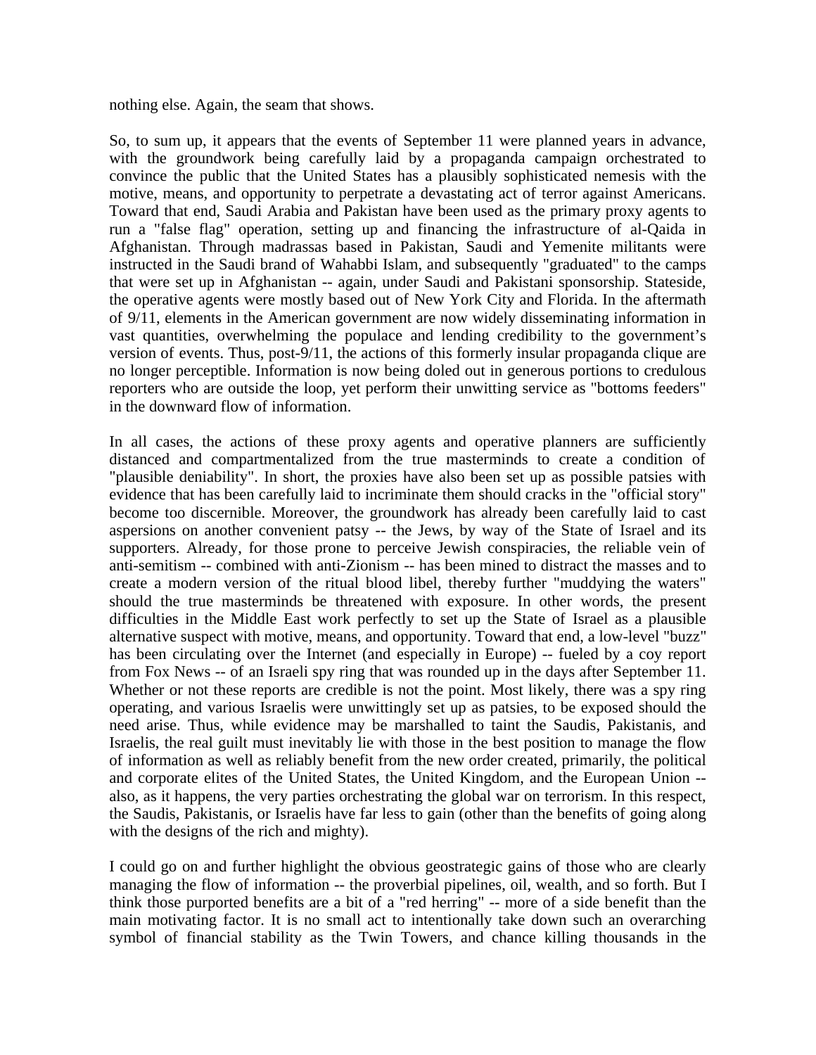nothing else. Again, the seam that shows.

So, to sum up, it appears that the events of September 11 were planned years in advance, with the groundwork being carefully laid by a propaganda campaign orchestrated to convince the public that the United States has a plausibly sophisticated nemesis with the motive, means, and opportunity to perpetrate a devastating act of terror against Americans. Toward that end, Saudi Arabia and Pakistan have been used as the primary proxy agents to run a "false flag" operation, setting up and financing the infrastructure of al-Qaida in Afghanistan. Through madrassas based in Pakistan, Saudi and Yemenite militants were instructed in the Saudi brand of Wahabbi Islam, and subsequently "graduated" to the camps that were set up in Afghanistan -- again, under Saudi and Pakistani sponsorship. Stateside, the operative agents were mostly based out of New York City and Florida. In the aftermath of 9/11, elements in the American government are now widely disseminating information in vast quantities, overwhelming the populace and lending credibility to the government's version of events. Thus, post-9/11, the actions of this formerly insular propaganda clique are no longer perceptible. Information is now being doled out in generous portions to credulous reporters who are outside the loop, yet perform their unwitting service as "bottoms feeders" in the downward flow of information.

In all cases, the actions of these proxy agents and operative planners are sufficiently distanced and compartmentalized from the true masterminds to create a condition of "plausible deniability". In short, the proxies have also been set up as possible patsies with evidence that has been carefully laid to incriminate them should cracks in the "official story" become too discernible. Moreover, the groundwork has already been carefully laid to cast aspersions on another convenient patsy -- the Jews, by way of the State of Israel and its supporters. Already, for those prone to perceive Jewish conspiracies, the reliable vein of anti-semitism -- combined with anti-Zionism -- has been mined to distract the masses and to create a modern version of the ritual blood libel, thereby further "muddying the waters" should the true masterminds be threatened with exposure. In other words, the present difficulties in the Middle East work perfectly to set up the State of Israel as a plausible alternative suspect with motive, means, and opportunity. Toward that end, a low-level "buzz" has been circulating over the Internet (and especially in Europe) -- fueled by a coy report from Fox News -- of an Israeli spy ring that was rounded up in the days after September 11. Whether or not these reports are credible is not the point. Most likely, there was a spy ring operating, and various Israelis were unwittingly set up as patsies, to be exposed should the need arise. Thus, while evidence may be marshalled to taint the Saudis, Pakistanis, and Israelis, the real guilt must inevitably lie with those in the best position to manage the flow of information as well as reliably benefit from the new order created, primarily, the political and corporate elites of the United States, the United Kingdom, and the European Union -- also, as it happens, the very parties orchestrating the global war on terrorism. In this respect, the Saudis, Pakistanis, or Israelis have far less to gain (other than the benefits of going along with the designs of the rich and mighty).

I could go on and further highlight the obvious geostrategic gains of those who are clearly managing the flow of information -- the proverbial pipelines, oil, wealth, and so forth. But I think those purported benefits are a bit of a "red herring" -- more of a side benefit than the main motivating factor. It is no small act to intentionally take down such an overarching symbol of financial stability as the Twin Towers, and chance killing thousands in the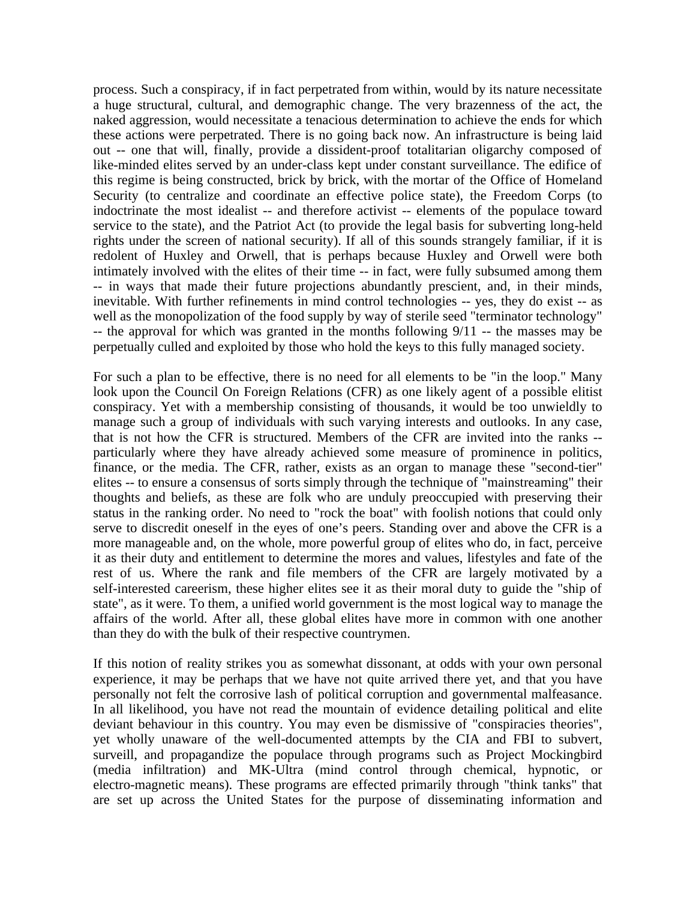process. Such a conspiracy, if in fact perpetrated from within, would by its nature necessitate a huge structural, cultural, and demographic change. The very brazenness of the act, the naked aggression, would necessitate a tenacious determination to achieve the ends for which these actions were perpetrated. There is no going back now. An infrastructure is being laid out -- one that will, finally, provide a dissident-proof totalitarian oligarchy composed of like-minded elites served by an under-class kept under constant surveillance. The edifice of this regime is being constructed, brick by brick, with the mortar of the Office of Homeland Security (to centralize and coordinate an effective police state), the Freedom Corps (to indoctrinate the most idealist -- and therefore activist -- elements of the populace toward service to the state), and the Patriot Act (to provide the legal basis for subverting long-held rights under the screen of national security). If all of this sounds strangely familiar, if it is redolent of Huxley and Orwell, that is perhaps because Huxley and Orwell were both intimately involved with the elites of their time -- in fact, were fully subsumed among them -- in ways that made their future projections abundantly prescient, and, in their minds, inevitable. With further refinements in mind control technologies -- yes, they do exist -- as well as the monopolization of the food supply by way of sterile seed "terminator technology" -- the approval for which was granted in the months following 9/11 -- the masses may be perpetually culled and exploited by those who hold the keys to this fully managed society.

For such a plan to be effective, there is no need for all elements to be "in the loop." Many look upon the Council On Foreign Relations (CFR) as one likely agent of a possible elitist conspiracy. Yet with a membership consisting of thousands, it would be too unwieldly to manage such a group of individuals with such varying interests and outlooks. In any case, that is not how the CFR is structured. Members of the CFR are invited into the ranks -- particularly where they have already achieved some measure of prominence in politics, finance, or the media. The CFR, rather, exists as an organ to manage these "second-tier" elites -- to ensure a consensus of sorts simply through the technique of "mainstreaming" their thoughts and beliefs, as these are folk who are unduly preoccupied with preserving their status in the ranking order. No need to "rock the boat" with foolish notions that could only serve to discredit oneself in the eyes of one's peers. Standing over and above the CFR is a more manageable and, on the whole, more powerful group of elites who do, in fact, perceive it as their duty and entitlement to determine the mores and values, lifestyles and fate of the rest of us. Where the rank and file members of the CFR are largely motivated by a self-interested careerism, these higher elites see it as their moral duty to guide the "ship of state", as it were. To them, a unified world government is the most logical way to manage the affairs of the world. After all, these global elites have more in common with one another than they do with the bulk of their respective countrymen.

If this notion of reality strikes you as somewhat dissonant, at odds with your own personal experience, it may be perhaps that we have not quite arrived there yet, and that you have personally not felt the corrosive lash of political corruption and governmental malfeasance. In all likelihood, you have not read the mountain of evidence detailing political and elite deviant behaviour in this country. You may even be dismissive of "conspiracies theories", yet wholly unaware of the well-documented attempts by the CIA and FBI to subvert, surveill, and propagandize the populace through programs such as Project Mockingbird (media infiltration) and MK-Ultra (mind control through chemical, hypnotic, or electro-magnetic means). These programs are effected primarily through "think tanks" that are set up across the United States for the purpose of disseminating information and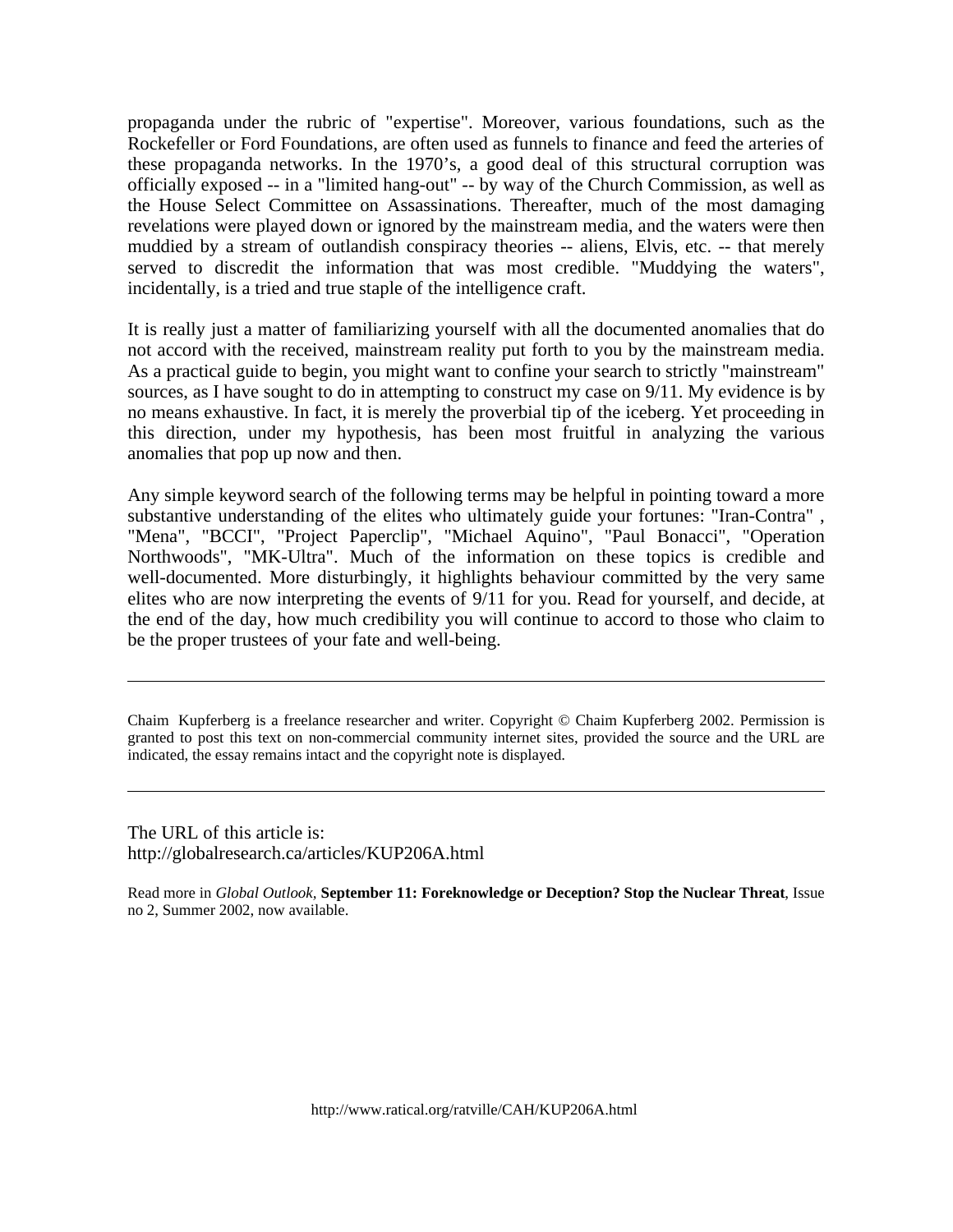propaganda under the rubric of "expertise". Moreover, various foundations, such as the Rockefeller or Ford Foundations, are often used as funnels to finance and feed the arteries of these propaganda networks. In the 1970's, a good deal of this structural corruption was officially exposed -- in a "limited hang-out" -- by way of the Church Commission, as well as the House Select Committee on Assassinations. Thereafter, much of the most damaging revelations were played down or ignored by the mainstream media, and the waters were then muddied by a stream of outlandish conspiracy theories -- aliens, Elvis, etc. -- that merely served to discredit the information that was most credible. "Muddying the waters", incidentally, is a tried and true staple of the intelligence craft.

It is really just a matter of familiarizing yourself with all the documented anomalies that do not accord with the received, mainstream reality put forth to you by the mainstream media. As a practical guide to begin, you might want to confine your search to strictly "mainstream" sources, as I have sought to do in attempting to construct my case on 9/11. My evidence is by no means exhaustive. In fact, it is merely the proverbial tip of the iceberg. Yet proceeding in this direction, under my hypothesis, has been most fruitful in analyzing the various anomalies that pop up now and then.

Any simple keyword search of the following terms may be helpful in pointing toward a more substantive understanding of the elites who ultimately guide your fortunes: "Iran-Contra" , "Mena", "BCCI", "Project Paperclip", "Michael Aquino", "Paul Bonacci", "Operation Northwoods", "MK-Ultra". Much of the information on these topics is credible and well-documented. More disturbingly, it highlights behaviour committed by the very same elites who are now interpreting the events of 9/11 for you. Read for yourself, and decide, at the end of the day, how much credibility you will continue to accord to those who claim to be the proper trustees of your fate and well-being.

---

Chaim Kupferberg is a freelance researcher and writer. Copyright © Chaim Kupferberg 2002. Permission is granted to post this text on non-commercial community internet sites, provided the source and the URL are indicated, the essay remains intact and the copyright note is displayed.

---

The URL of this article is:
http://globalresearch.ca/articles/KUP206A.html

Read more in *Global Outlook*, **September 11: Foreknowledge or Deception? Stop the Nuclear Threat**, Issue no 2, Summer 2002, now available.